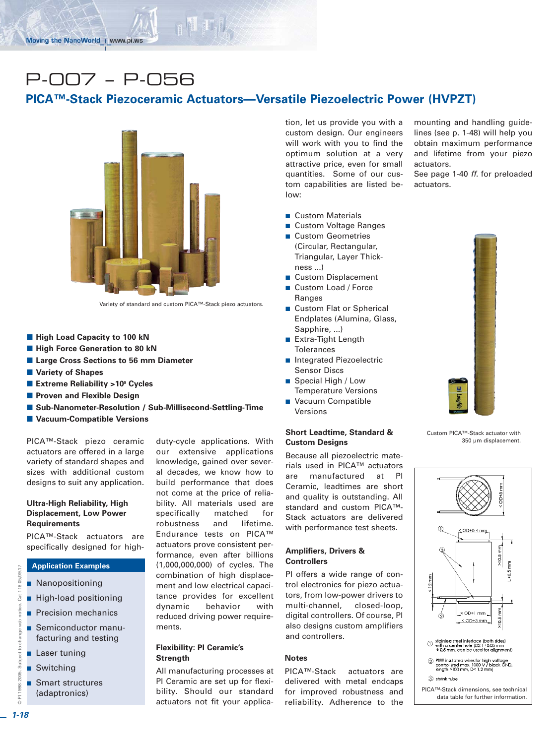# P-007 – P-056

## PICA™-Stack Piezoceramic Actuators—Versatile Piezoelectric Power (HVPZT)

Variety of standard and custom PICA™-Stack piezo actuators.

- **High Load Capacity to 100 kN**
- **High Force Generation to 80 kN**
- **Large Cross Sections to 56 mm Diameter**
- **Variety of Shapes**
- **Extreme Reliability >10⁹ Cycles**
- **Proven and Flexible Design**
- **Sub-Nanometer-Resolution / Sub-Millisecond-Settling-Time**
- **Vacuum-Compatible Versions**

PICA™-Stack piezo ceramic actuators are offered in a large variety of standard shapes and sizes with additional custom designs to suit any application.

### Ultra-High Reliability, High Displacement, Low Power Requirements

PICA™-Stack actuators are specifically designed for high-duty-cycle applications. With our extensive applications knowledge, gained over several decades, we know how to build performance that does not come at the price of reliability. All materials used are specifically matched for robustness and lifetime. Endurance tests on PICA™ actuators prove consistent performance, even after billions (1,000,000,000) of cycles. The combination of high displacement and low electrical capacitance provides for excellent dynamic behavior with reduced driving power requirements.

#### Application Examples

- Nanopositioning
- High-load positioning
- Precision mechanics
- Semiconductor manufacturing and testing
- Laser tuning
- Switching
- Smart structures (adaptronics)

### Flexibility: PI Ceramic's Strength

All manufacturing processes at PI Ceramic are set up for flexibility. Should our standard actuators not fit your application, let us provide you with a custom design. Our engineers will work with you to find the optimum solution at a very attractive price, even for small quantities. Some of our custom capabilities are listed below:

- Custom Materials
- Custom Voltage Ranges
- Custom Geometries (Circular, Rectangular, Triangular, Layer Thickness ...)
- Custom Displacement
- Custom Load / Force Ranges
- Custom Flat or Spherical Endplates (Alumina, Glass, Sapphire, ...)
- Extra-Tight Length Tolerances
- Integrated Piezoelectric Sensor Discs
- Special High / Low Temperature Versions
- Vacuum Compatible Versions

### Short Leadtime, Standard & Custom Designs

Because all piezoelectric materials used in PICA™ actuators are manufactured at PI Ceramic, leadtimes are short and quality is outstanding. All standard and custom PICA™-Stack actuators are delivered with performance test sheets.

### Amplifiers, Drivers & Controllers

PI offers a wide range of control electronics for piezo actuators, from low-power drivers to multi-channel, closed-loop, digital controllers. Of course, PI also designs custom amplifiers and controllers.

### Notes

PICA™-Stack actuators are delivered with metal endcaps for improved robustness and reliability. Adherence to the mounting and handling guidelines (see p. 1-48) will help you obtain maximum performance and lifetime from your piezo actuators.

See page 1-40 *ff.* for preloaded actuators.

Custom PICA™-Stack actuator with 350 µm displacement.

① stainless steel interface (both sides) with a center hole (D2.1 ±0.05 mm ↧0.5 mm, can be used for alignment)

② PTFE insulated wires for high voltage control (red max. 1000 V / black GND, length >100 mm, D< 1.2 mm)

③ shrink tube

PICA™-Stack dimensions, see technical data table for further information.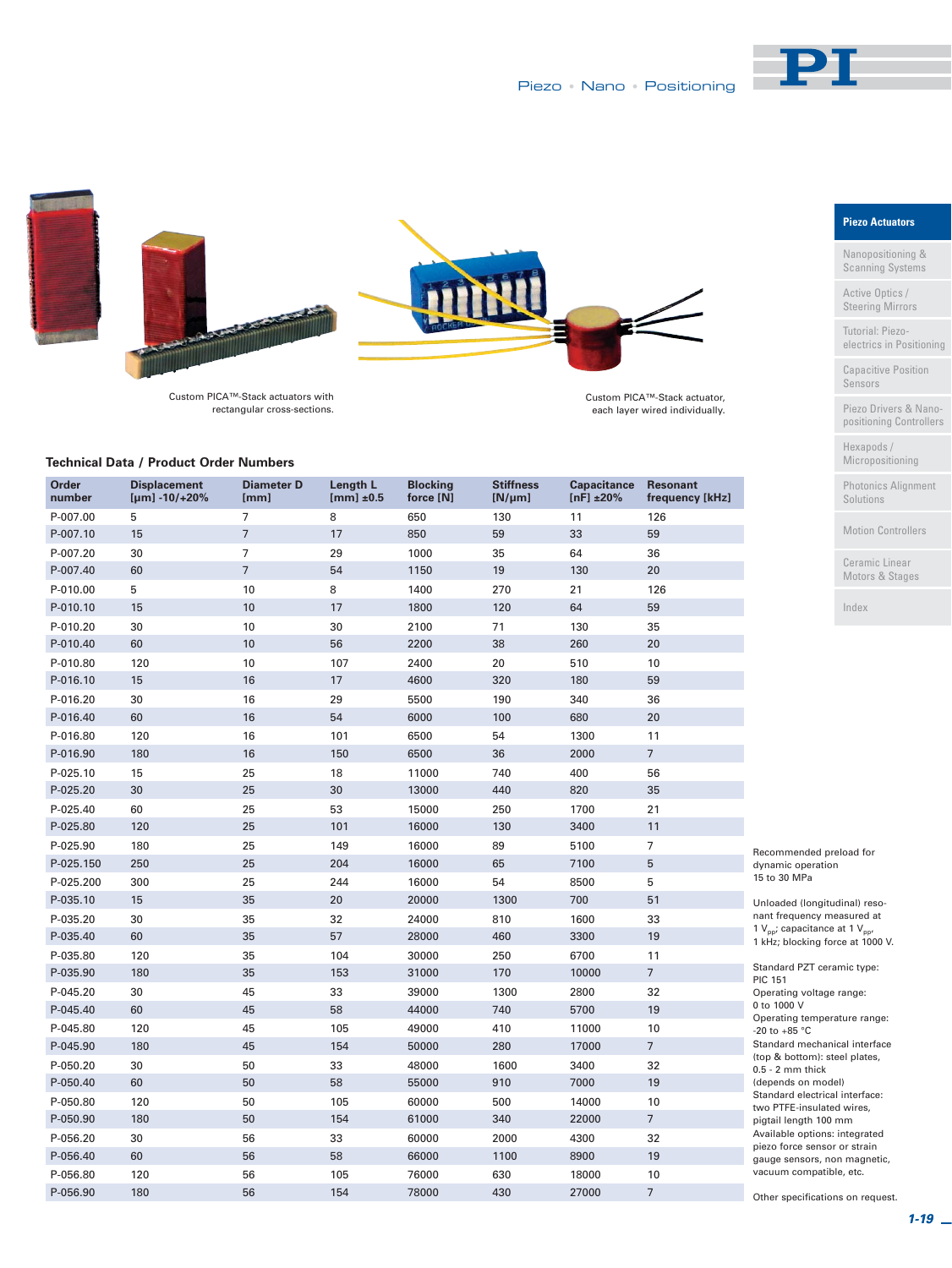Custom PICA™-Stack actuators with rectangular cross-sections.

Custom PICA™-Stack actuator, each layer wired individually.

## Technical Data / Product Order Numbers

| Order number | Displacement [µm] -10/+20% | Diameter D [mm] | Length L [mm] ±0.5 | Blocking force [N] | Stiffness [N/µm] | Capacitance [nF] ±20% | Resonant frequency [kHz] |
|---|---|---|---|---|---|---|---|
| P-007.00 | 5 | 7 | 8 | 650 | 130 | 11 | 126 |
| P-007.10 | 15 | 7 | 17 | 850 | 59 | 33 | 59 |
| P-007.20 | 30 | 7 | 29 | 1000 | 35 | 64 | 36 |
| P-007.40 | 60 | 7 | 54 | 1150 | 19 | 130 | 20 |
| P-010.00 | 5 | 10 | 8 | 1400 | 270 | 21 | 126 |
| P-010.10 | 15 | 10 | 17 | 1800 | 120 | 64 | 59 |
| P-010.20 | 30 | 10 | 30 | 2100 | 71 | 130 | 35 |
| P-010.40 | 60 | 10 | 56 | 2200 | 38 | 260 | 20 |
| P-010.80 | 120 | 10 | 107 | 2400 | 20 | 510 | 10 |
| P-016.10 | 15 | 16 | 17 | 4600 | 320 | 180 | 59 |
| P-016.20 | 30 | 16 | 29 | 5500 | 190 | 340 | 36 |
| P-016.40 | 60 | 16 | 54 | 6000 | 100 | 680 | 20 |
| P-016.80 | 120 | 16 | 101 | 6500 | 54 | 1300 | 11 |
| P-016.90 | 180 | 16 | 150 | 6500 | 36 | 2000 | 7 |
| P-025.10 | 15 | 25 | 18 | 11000 | 740 | 400 | 56 |
| P-025.20 | 30 | 25 | 30 | 13000 | 440 | 820 | 35 |
| P-025.40 | 60 | 25 | 53 | 15000 | 250 | 1700 | 21 |
| P-025.80 | 120 | 25 | 101 | 16000 | 130 | 3400 | 11 |
| P-025.90 | 180 | 25 | 149 | 16000 | 89 | 5100 | 7 |
| P-025.150 | 250 | 25 | 204 | 16000 | 65 | 7100 | 5 |
| P-025.200 | 300 | 25 | 244 | 16000 | 54 | 8500 | 5 |
| P-035.10 | 15 | 35 | 20 | 20000 | 1300 | 700 | 51 |
| P-035.20 | 30 | 35 | 32 | 24000 | 810 | 1600 | 33 |
| P-035.40 | 60 | 35 | 57 | 28000 | 460 | 3300 | 19 |
| P-035.80 | 120 | 35 | 104 | 30000 | 250 | 6700 | 11 |
| P-035.90 | 180 | 35 | 153 | 31000 | 170 | 10000 | 7 |
| P-045.20 | 30 | 45 | 33 | 39000 | 1300 | 2800 | 32 |
| P-045.40 | 60 | 45 | 58 | 44000 | 740 | 5700 | 19 |
| P-045.80 | 120 | 45 | 105 | 49000 | 410 | 11000 | 10 |
| P-045.90 | 180 | 45 | 154 | 50000 | 280 | 17000 | 7 |
| P-050.20 | 30 | 50 | 33 | 48000 | 1600 | 3400 | 32 |
| P-050.40 | 60 | 50 | 58 | 55000 | 910 | 7000 | 19 |
| P-050.80 | 120 | 50 | 105 | 60000 | 500 | 14000 | 10 |
| P-050.90 | 180 | 50 | 154 | 61000 | 340 | 22000 | 7 |
| P-056.20 | 30 | 56 | 33 | 60000 | 2000 | 4300 | 32 |
| P-056.40 | 60 | 56 | 58 | 66000 | 1100 | 8900 | 19 |
| P-056.80 | 120 | 56 | 105 | 76000 | 630 | 18000 | 10 |
| P-056.90 | 180 | 56 | 154 | 78000 | 430 | 27000 | 7 |

Recommended preload for dynamic operation 15 to 30 MPa

Unloaded (longitudinal) resonant frequency measured at 1 $V_{pp}$; capacitance at 1 $V_{pp}$, 1 kHz; blocking force at 1000 V.

Standard PZT ceramic type: PIC 151
Operating voltage range: 0 to 1000 V
Operating temperature range: -20 to +85 °C
Standard mechanical interface (top & bottom): steel plates, 0.5 - 2 mm thick (depends on model)
Standard electrical interface: two PTFE-insulated wires, pigtail length 100 mm
Available options: integrated piezo force sensor or strain gauge sensors, non magnetic, vacuum compatible, etc.

Other specifications on request.